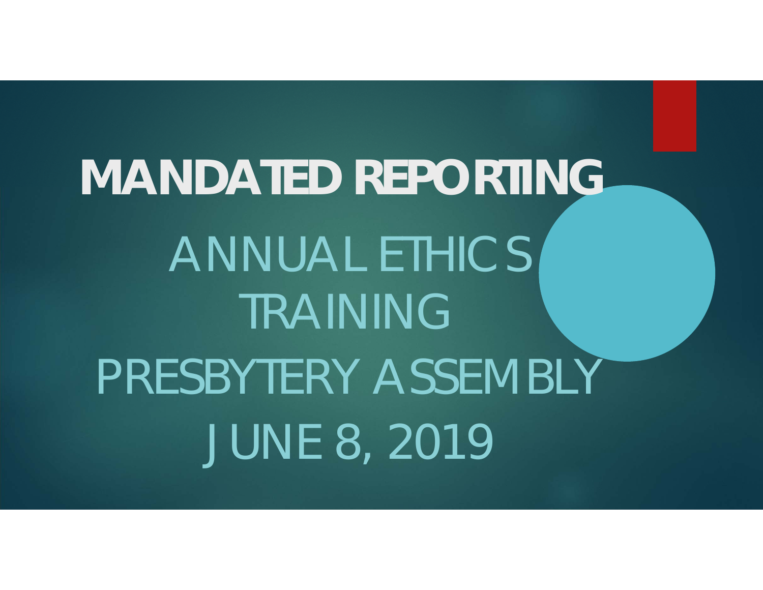# MANDATED REPORTING

## ANNUAL ETHICS TRAINING

## PRESBYTERY ASSEMBLY

## JUNE 8, 2019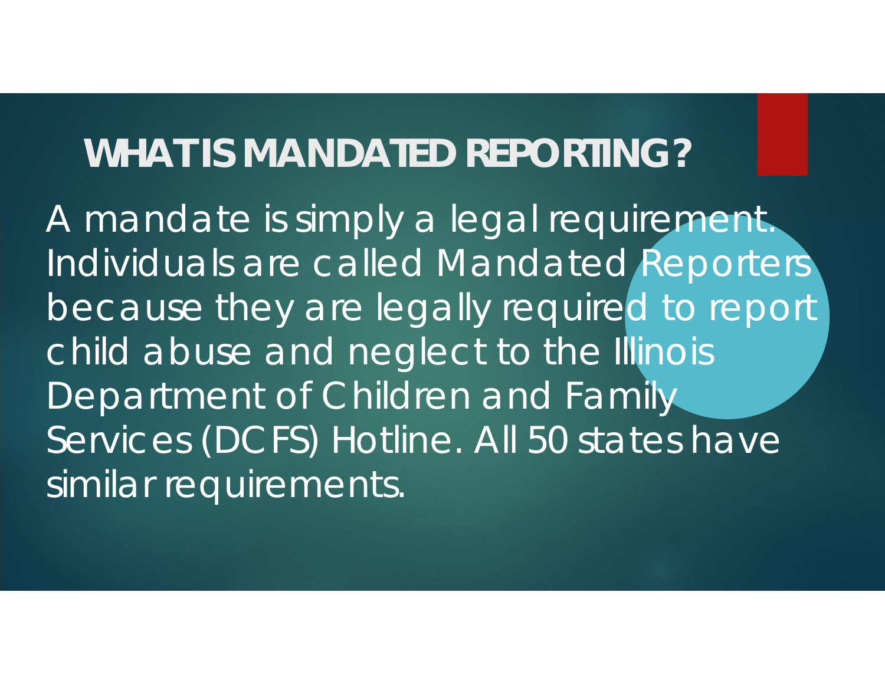## WHAT IS MANDATED REPORTING?

A mandate is simply a legal requirement. Individuals are called Mandated Reporters because they are legally required to report child abuse and neglect to the Illinois Department of Children and Family Services (DCFS) Hotline. All 50 states have similar requirements.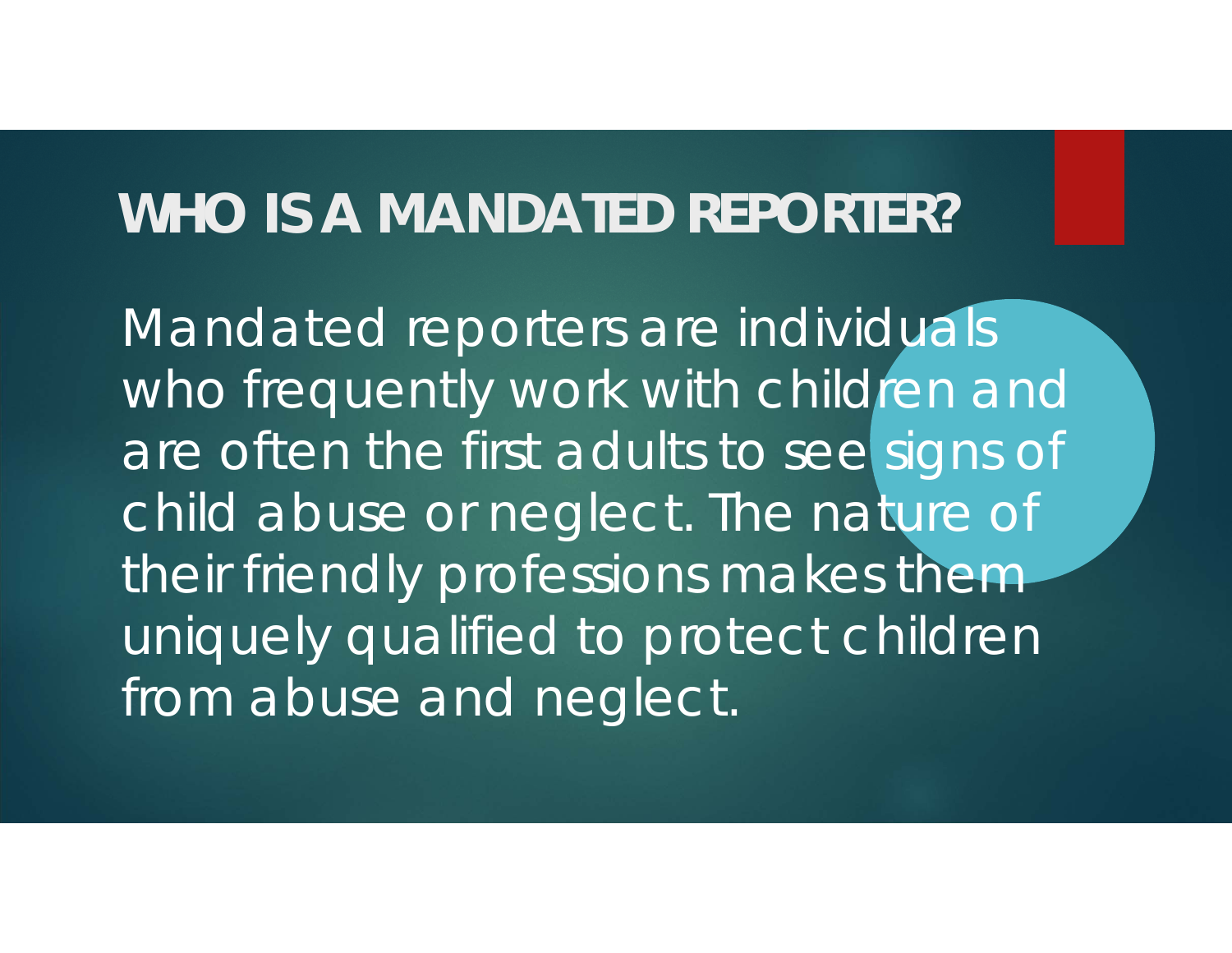# WHO IS A MANDATED REPORTER?

Mandated reporters are individuals who frequently work with children and are often the first adults to see signs of child abuse or neglect. The nature of their friendly professions makes them uniquely qualified to protect children from abuse and neglect.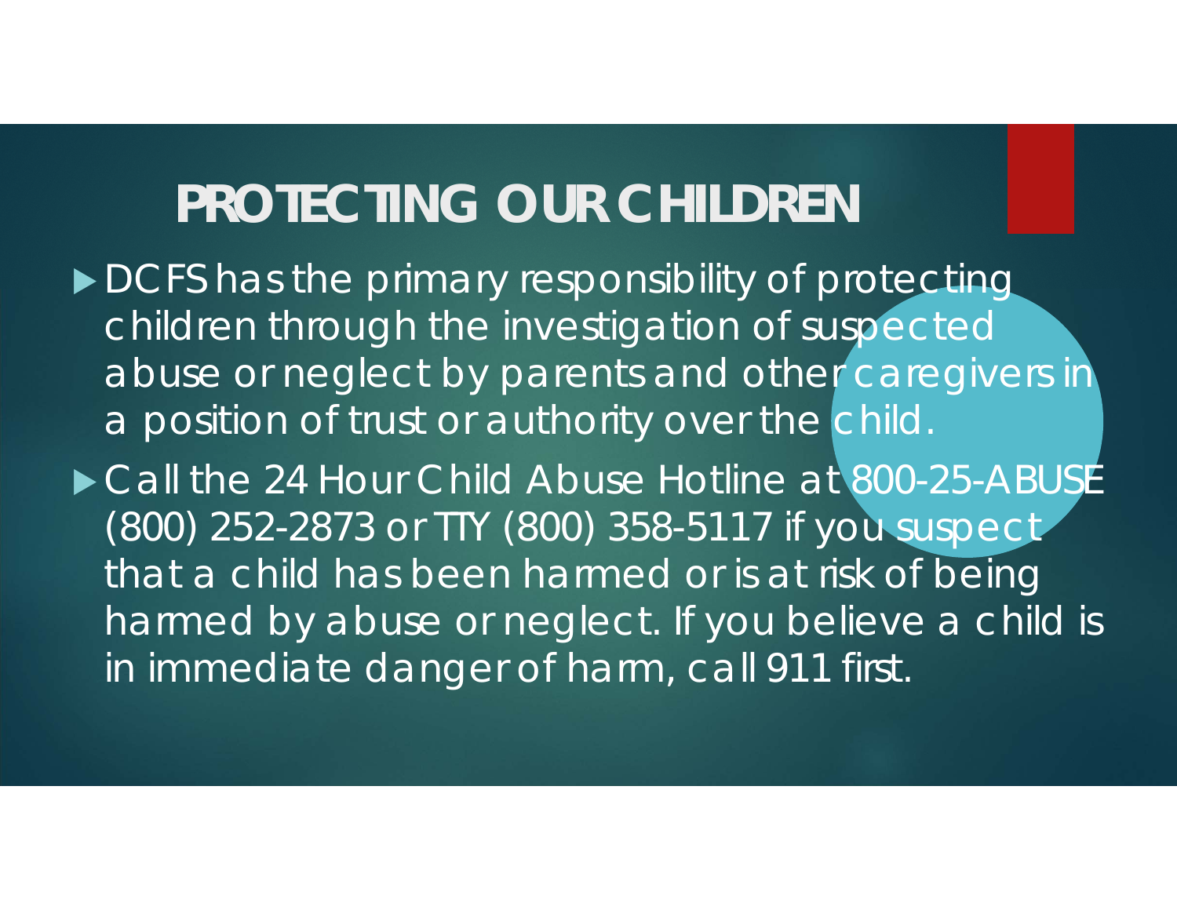# PROTECTING OUR CHILDREN

- DCFS has the primary responsibility of protecting children through the investigation of suspected abuse or neglect by parents and other caregivers in a position of trust or authority over the child.
- Call the 24 Hour Child Abuse Hotline at 800-25-ABUSE (800) 252-2873 or TTY (800) 358-5117 if you suspect that a child has been harmed or is at risk of being harmed by abuse or neglect. If you believe a child is in immediate danger of harm, call 911 first.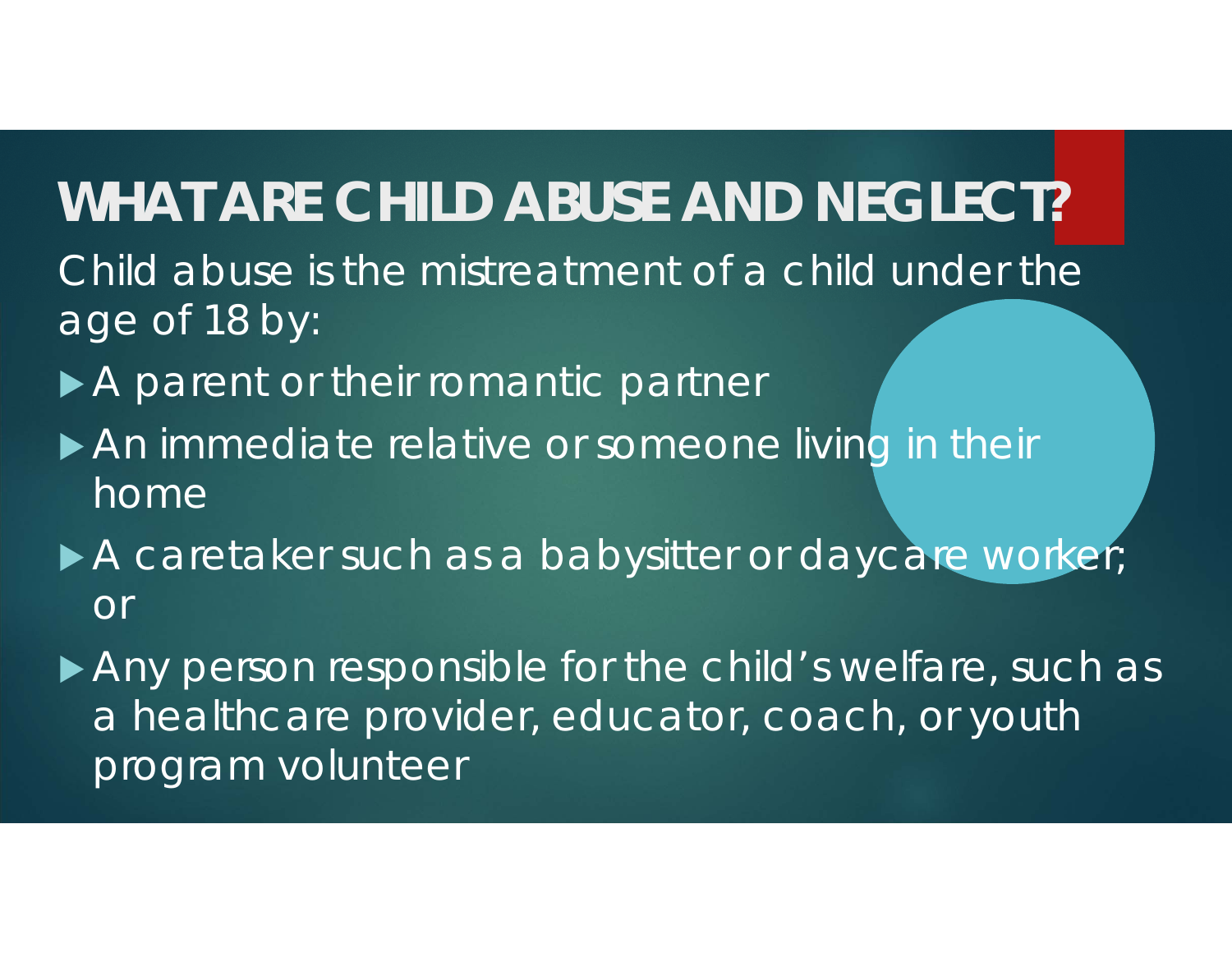# WHAT ARE CHILD ABUSE AND NEGLECT?

Child abuse is the mistreatment of a child under the age of 18 by:

- A parent or their romantic partner
- An immediate relative or someone living in their home
- A caretaker such as a babysitter or daycare worker; or
- Any person responsible for the child's welfare, such as a healthcare provider, educator, coach, or youth program volunteer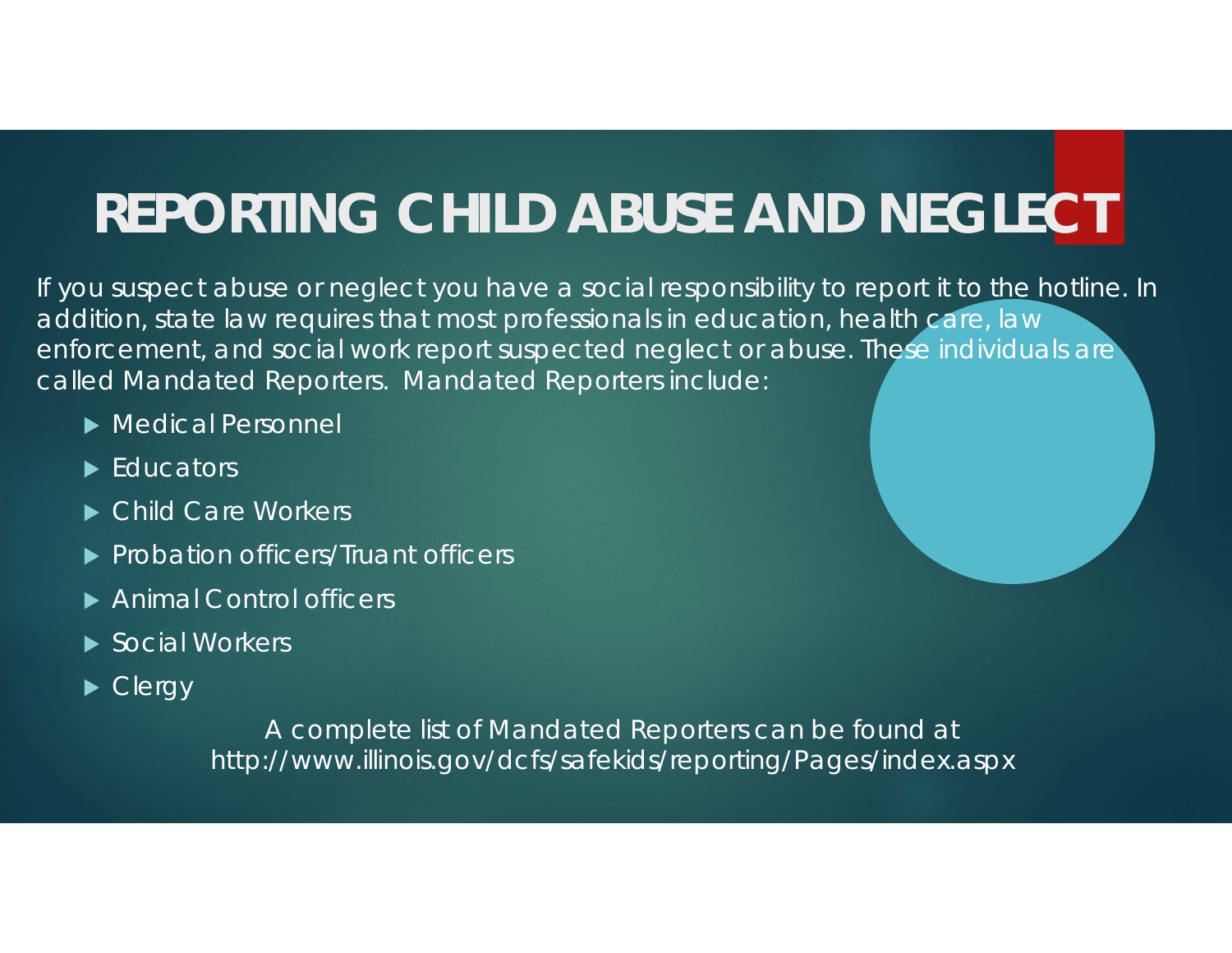# REPORTING CHILD ABUSE AND NEGLECT

If you suspect abuse or neglect you have a social responsibility to report it to the hotline. In addition, state law requires that most professionals in education, health care, law enforcement, and social work report suspected neglect or abuse. These individuals are called Mandated Reporters. Mandated Reporters include:

- Medical Personnel
- Educators
- Child Care Workers
- Probation officers/Truant officers
- Animal Control officers
- Social Workers
- Clergy

A complete list of Mandated Reporters can be found at http://www.illinois.gov/dcfs/safekids/reporting/Pages/index.aspx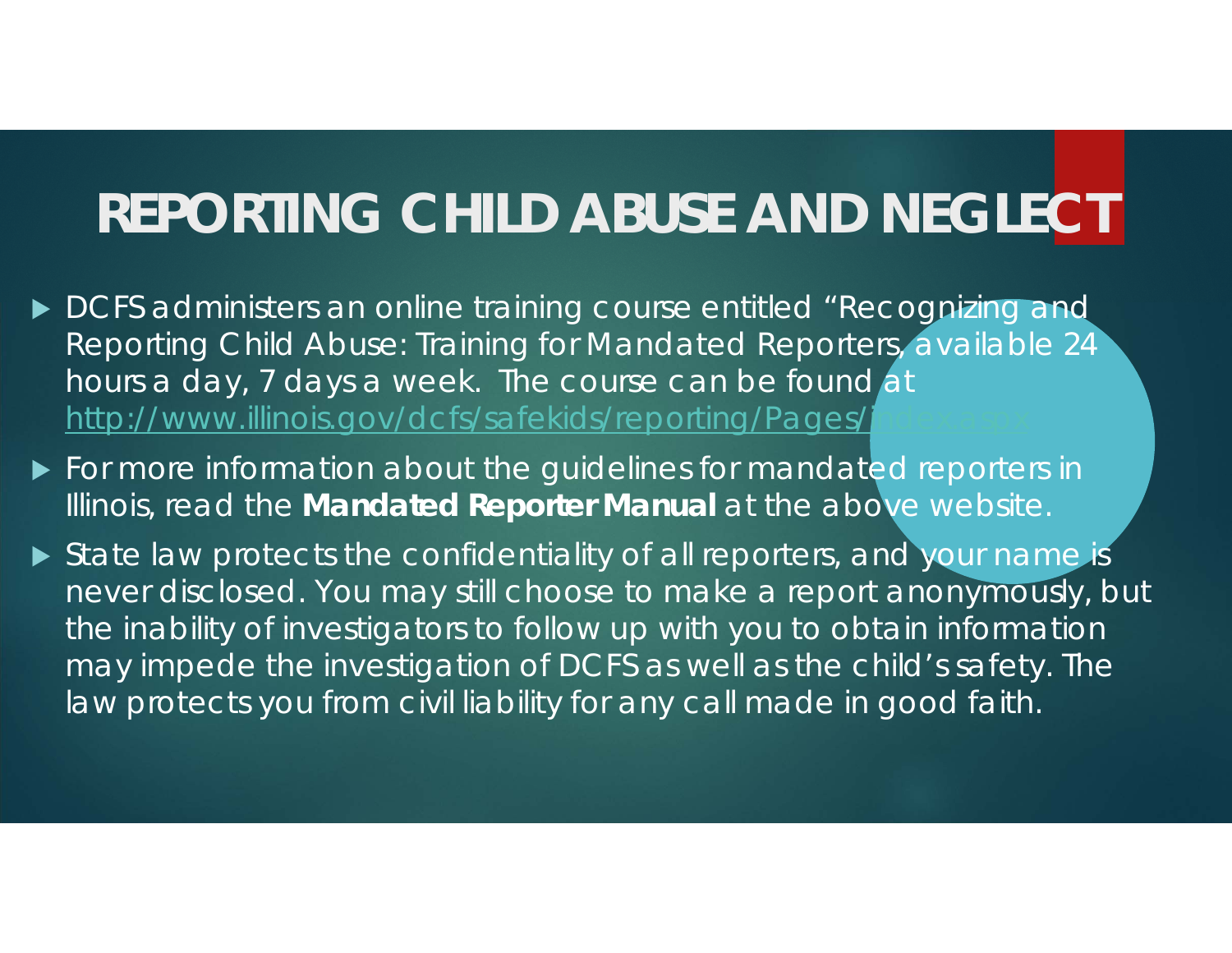# REPORTING CHILD ABUSE AND NEGLECT

- DCFS administers an online training course entitled "Recognizing and Reporting Child Abuse: Training for Mandated Reporters, available 24 hours a day, 7 days a week. The course can be found at http://www.illinois.gov/dcfs/safekids/reporting/Pages/index.aspx
- For more information about the guidelines for mandated reporters in Illinois, read the **Mandated Reporter Manual** at the above website.
- State law protects the confidentiality of all reporters, and your name is never disclosed. You may still choose to make a report anonymously, but the inability of investigators to follow up with you to obtain information may impede the investigation of DCFS as well as the child's safety. The law protects you from civil liability for any call made in good faith.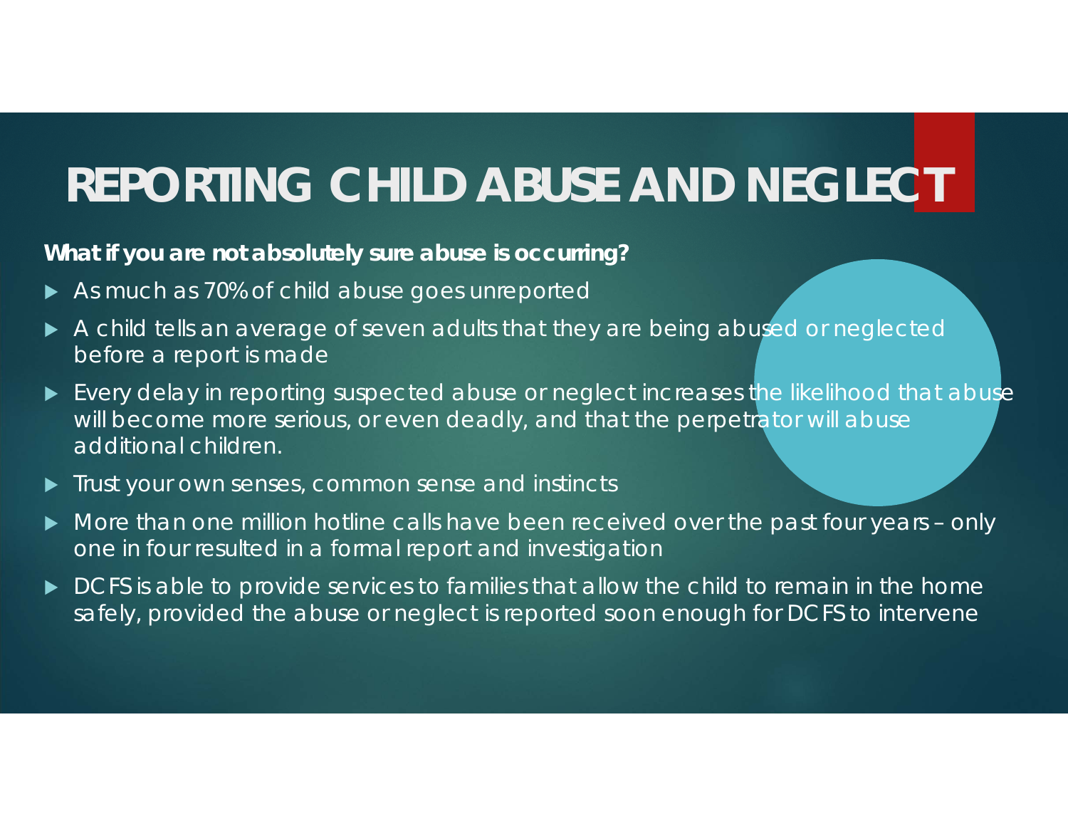# REPORTING CHILD ABUSE AND NEGLECT

**What if you are not absolutely sure abuse is occurring?**

- As much as 70% of child abuse goes unreported
- A child tells an average of seven adults that they are being abused or neglected before a report is made
- Every delay in reporting suspected abuse or neglect increases the likelihood that abuse will become more serious, or even deadly, and that the perpetrator will abuse additional children.
- Trust your own senses, common sense and instincts
- More than one million hotline calls have been received over the past four years – only one in four resulted in a formal report and investigation
- DCFS is able to provide services to families that allow the child to remain in the home safely, provided the abuse or neglect is reported soon enough for DCFS to intervene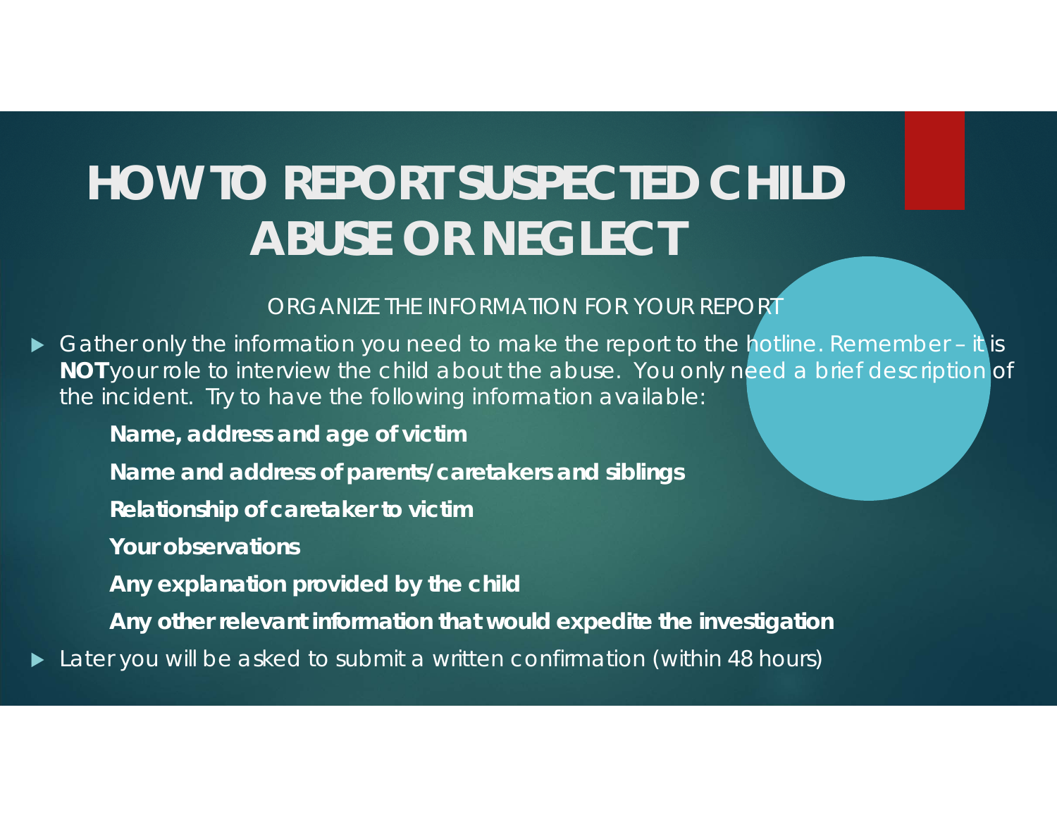# HOW TO REPORT SUSPECTED CHILD ABUSE OR NEGLECT

ORGANIZE THE INFORMATION FOR YOUR REPORT

- Gather only the information you need to make the report to the hotline. Remember – it is **NOT** your role to interview the child about the abuse. You only need a brief description of the incident. Try to have the following information available:
  - **Name, address and age of victim**
  - **Name and address of parents/caretakers and siblings**
  - **Relationship of caretaker to victim**
  - **Your observations**
  - **Any explanation provided by the child**
  - **Any other relevant information that would expedite the investigation**
- Later you will be asked to submit a written confirmation (within 48 hours)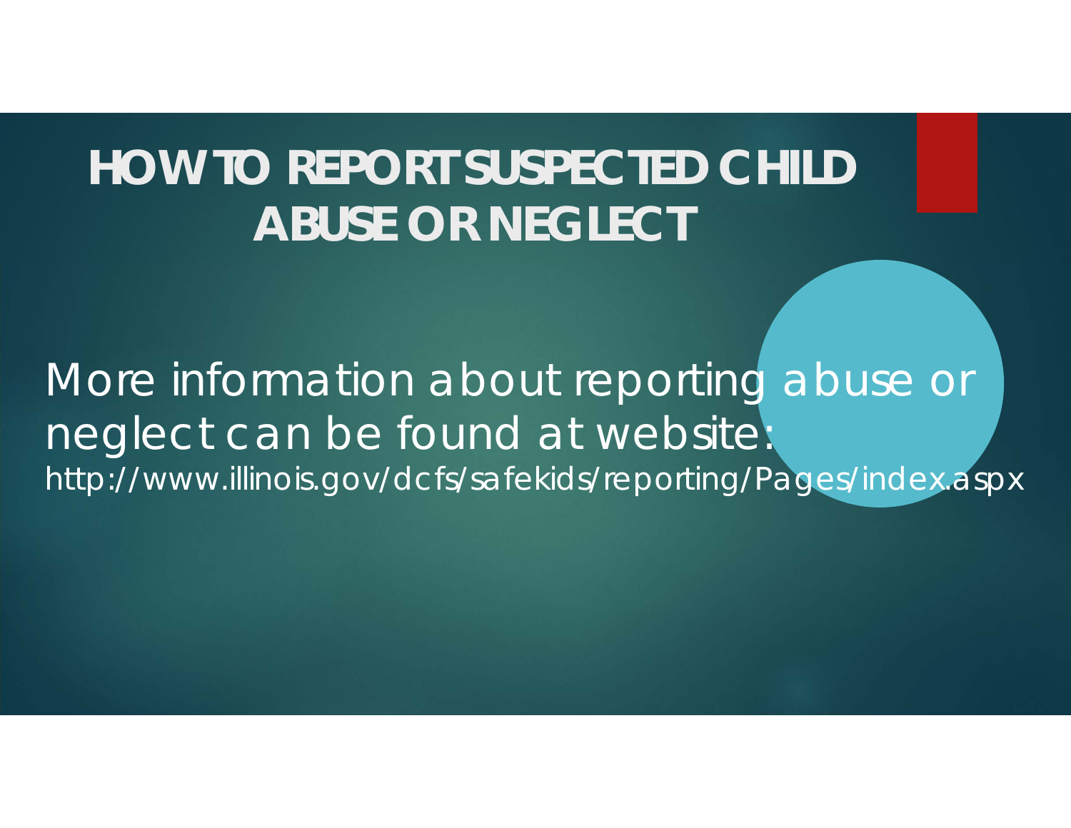# HOW TO REPORT SUSPECTED CHILD ABUSE OR NEGLECT

More information about reporting abuse or neglect can be found at website:
http://www.illinois.gov/dcfs/safekids/reporting/Pages/index.aspx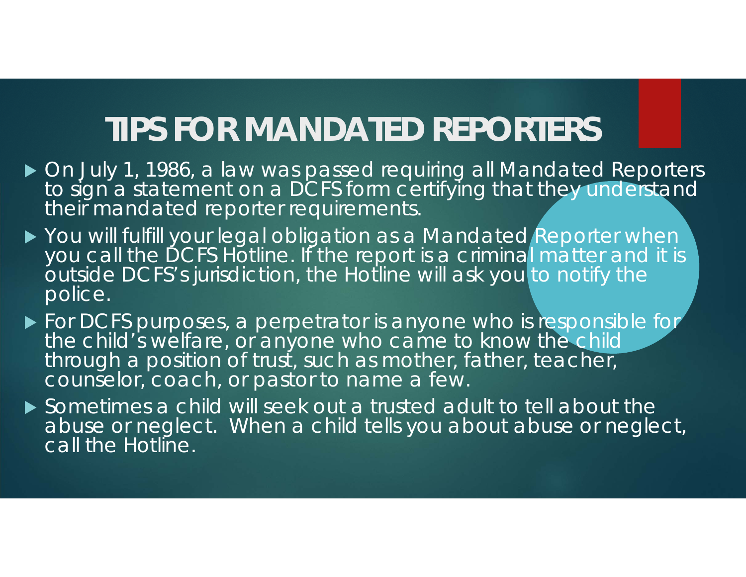# TIPS FOR MANDATED REPORTERS

- On July 1, 1986, a law was passed requiring all Mandated Reporters to sign a statement on a DCFS form certifying that they understand their mandated reporter requirements.
- You will fulfill your legal obligation as a Mandated Reporter when you call the DCFS Hotline. If the report is a criminal matter and it is outside DCFS's jurisdiction, the Hotline will ask you to notify the police.
- For DCFS purposes, a perpetrator is anyone who is responsible for the child's welfare, or anyone who came to know the child through a position of trust, such as mother, father, teacher, counselor, coach, or pastor to name a few.
- Sometimes a child will seek out a trusted adult to tell about the abuse or neglect. When a child tells you about abuse or neglect, call the Hotline.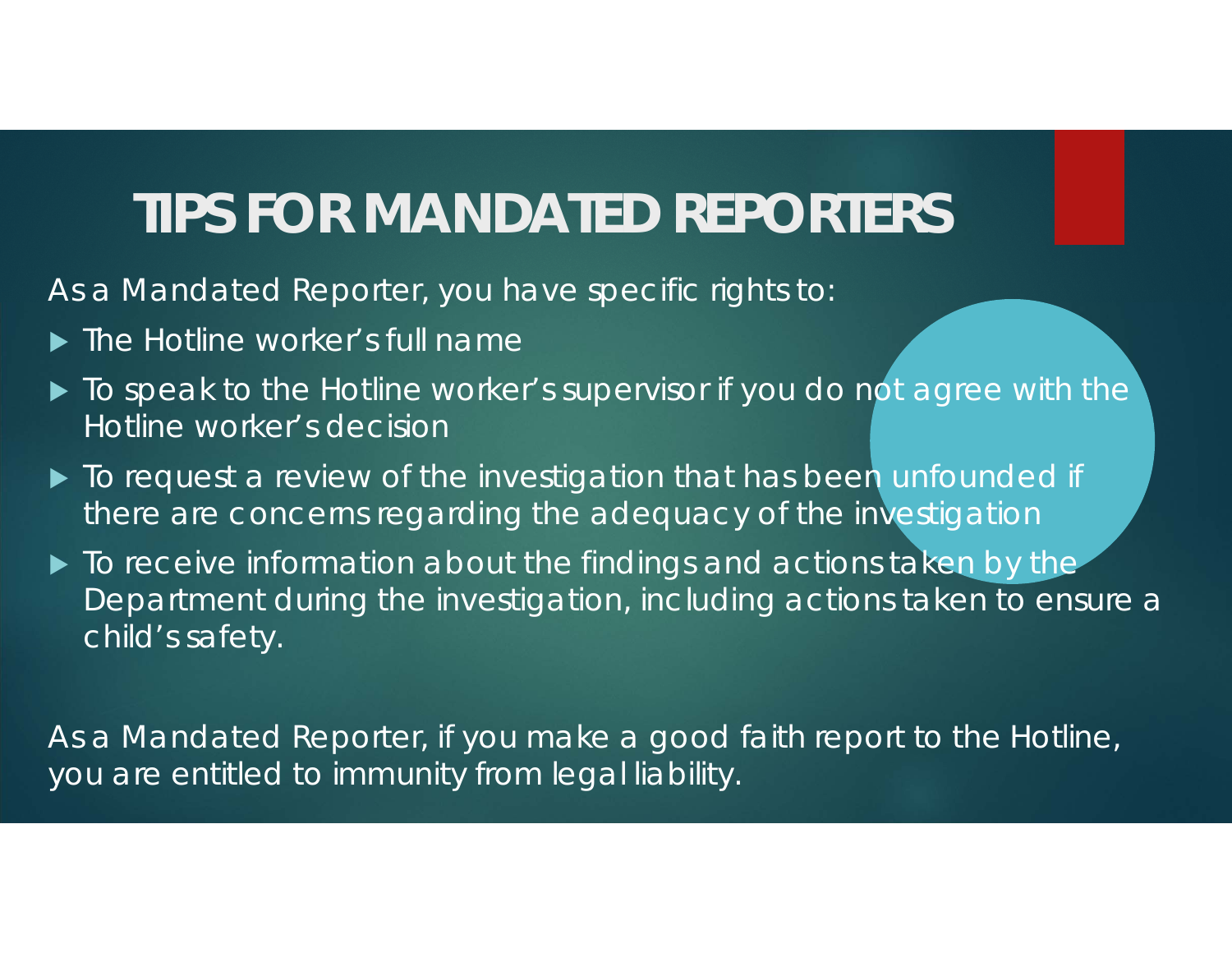# TIPS FOR MANDATED REPORTERS

As a Mandated Reporter, you have specific rights to:

- The Hotline worker's full name
- To speak to the Hotline worker's supervisor if you do not agree with the Hotline worker's decision
- To request a review of the investigation that has been unfounded if there are concerns regarding the adequacy of the investigation
- To receive information about the findings and actions taken by the Department during the investigation, including actions taken to ensure a child's safety.

As a Mandated Reporter, if you make a good faith report to the Hotline, you are entitled to immunity from legal liability.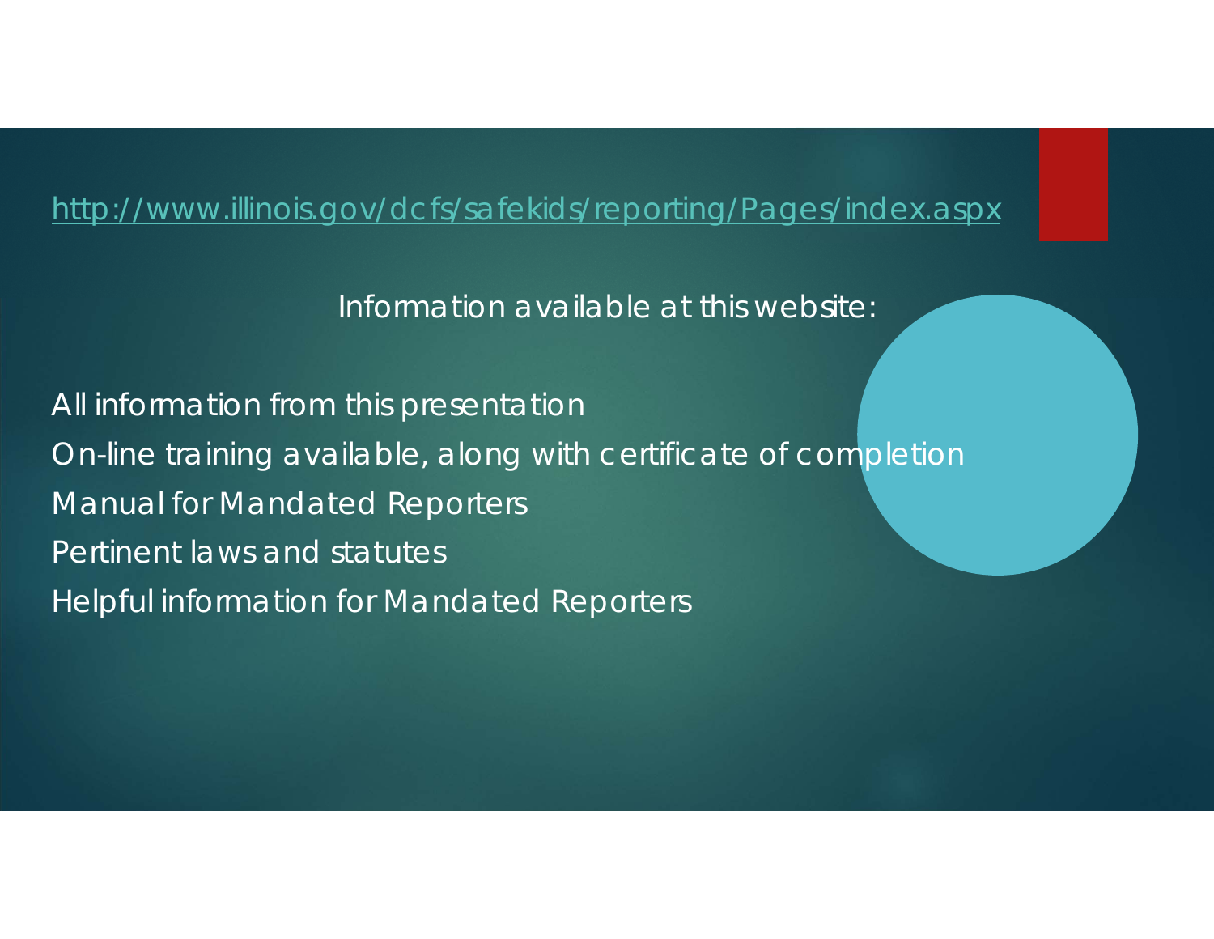[http://www.illinois.gov/dcfs/safekids/reporting/Pages/index.aspx](http://www.illinois.gov/dcfs/safekids/reporting/Pages/index.aspx)

Information available at this website:

All information from this presentation

On-line training available, along with certificate of completion

Manual for Mandated Reporters

Pertinent laws and statutes

Helpful information for Mandated Reporters